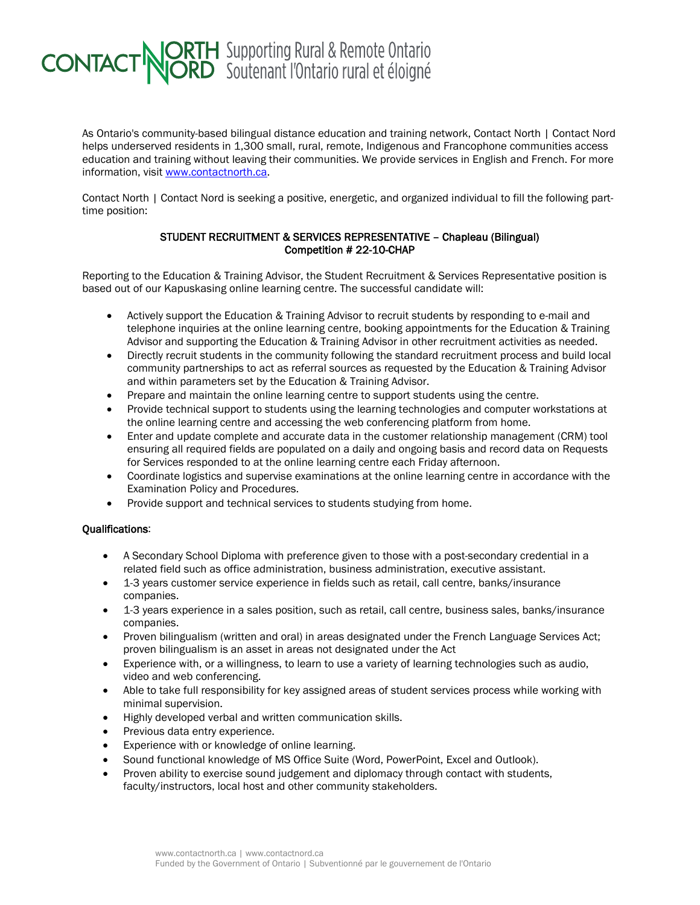CONTACT NORTH | NORD Supporting Rural & Remote Ontario | Soutenant l'Ontario rural et éloigné

As Ontario's community-based bilingual distance education and training network, Contact North | Contact Nord helps underserved residents in 1,300 small, rural, remote, Indigenous and Francophone communities access education and training without leaving their communities. We provide services in English and French. For more information, visit [www.contactnorth.ca](http://www.contactnorth.ca).

Contact North | Contact Nord is seeking a positive, energetic, and organized individual to fill the following part-time position:

## STUDENT RECRUITMENT & SERVICES REPRESENTATIVE – Chapleau (Bilingual)
## Competition # 22-10-CHAP

Reporting to the Education & Training Advisor, the Student Recruitment & Services Representative position is based out of our Kapuskasing online learning centre. The successful candidate will:

- Actively support the Education & Training Advisor to recruit students by responding to e-mail and telephone inquiries at the online learning centre, booking appointments for the Education & Training Advisor and supporting the Education & Training Advisor in other recruitment activities as needed.
- Directly recruit students in the community following the standard recruitment process and build local community partnerships to act as referral sources as requested by the Education & Training Advisor and within parameters set by the Education & Training Advisor.
- Prepare and maintain the online learning centre to support students using the centre.
- Provide technical support to students using the learning technologies and computer workstations at the online learning centre and accessing the web conferencing platform from home.
- Enter and update complete and accurate data in the customer relationship management (CRM) tool ensuring all required fields are populated on a daily and ongoing basis and record data on Requests for Services responded to at the online learning centre each Friday afternoon.
- Coordinate logistics and supervise examinations at the online learning centre in accordance with the Examination Policy and Procedures.
- Provide support and technical services to students studying from home.

### Qualifications:

- A Secondary School Diploma with preference given to those with a post-secondary credential in a related field such as office administration, business administration, executive assistant.
- 1-3 years customer service experience in fields such as retail, call centre, banks/insurance companies.
- 1-3 years experience in a sales position, such as retail, call centre, business sales, banks/insurance companies.
- Proven bilingualism (written and oral) in areas designated under the French Language Services Act; proven bilingualism is an asset in areas not designated under the Act
- Experience with, or a willingness, to learn to use a variety of learning technologies such as audio, video and web conferencing.
- Able to take full responsibility for key assigned areas of student services process while working with minimal supervision.
- Highly developed verbal and written communication skills.
- Previous data entry experience.
- Experience with or knowledge of online learning.
- Sound functional knowledge of MS Office Suite (Word, PowerPoint, Excel and Outlook).
- Proven ability to exercise sound judgement and diplomacy through contact with students, faculty/instructors, local host and other community stakeholders.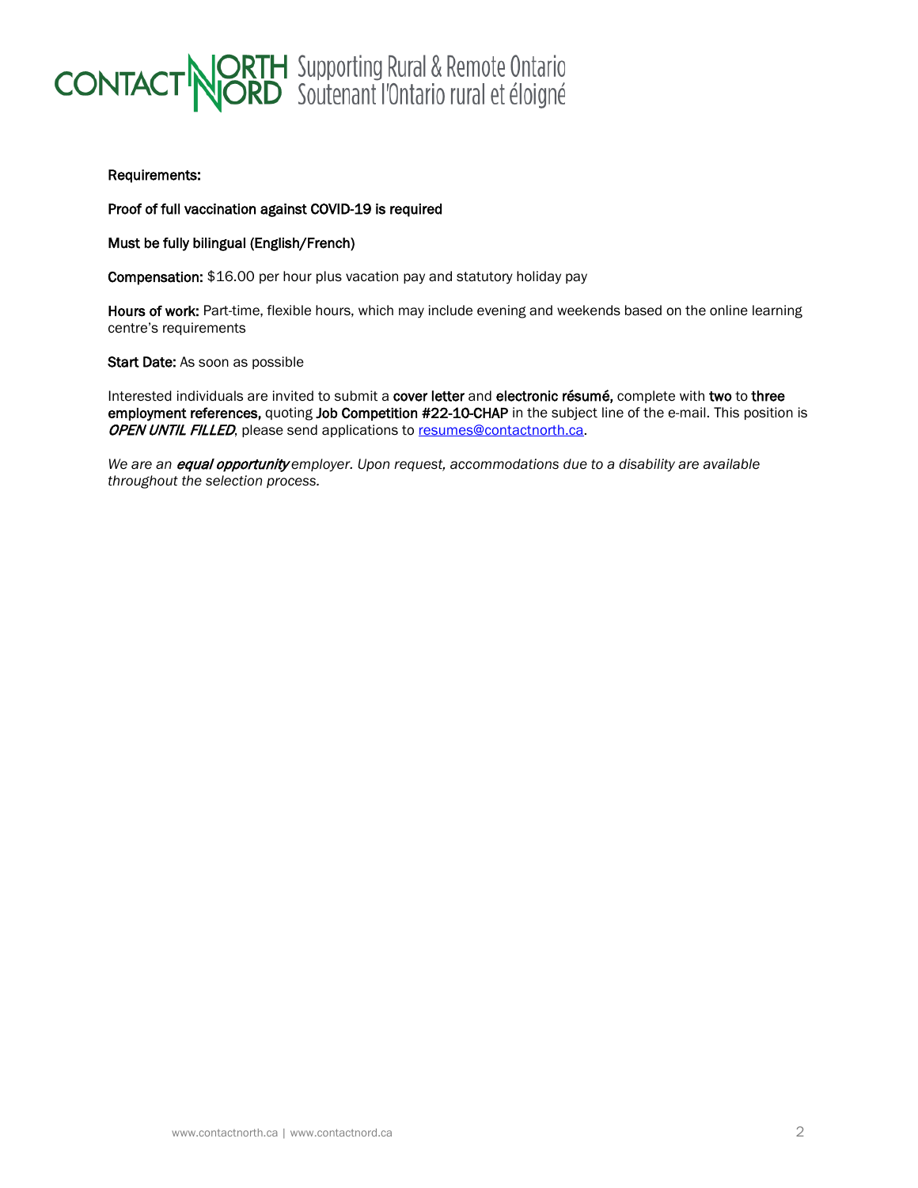**Requirements:**

**Proof of full vaccination against COVID-19 is required**

**Must be fully bilingual (English/French)**

**Compensation:** $16.00 per hour plus vacation pay and statutory holiday pay

**Hours of work:** Part-time, flexible hours, which may include evening and weekends based on the online learning centre's requirements

**Start Date:** As soon as possible

Interested individuals are invited to submit a **cover letter** and **electronic résumé,** complete with **two** to **three employment references,** quoting **Job Competition #22-10-CHAP** in the subject line of the e-mail. This position is ***OPEN UNTIL FILLED***, please send applications to resumes@contactnorth.ca.

*We are an **equal opportunity** employer. Upon request, accommodations due to a disability are available throughout the selection process.*